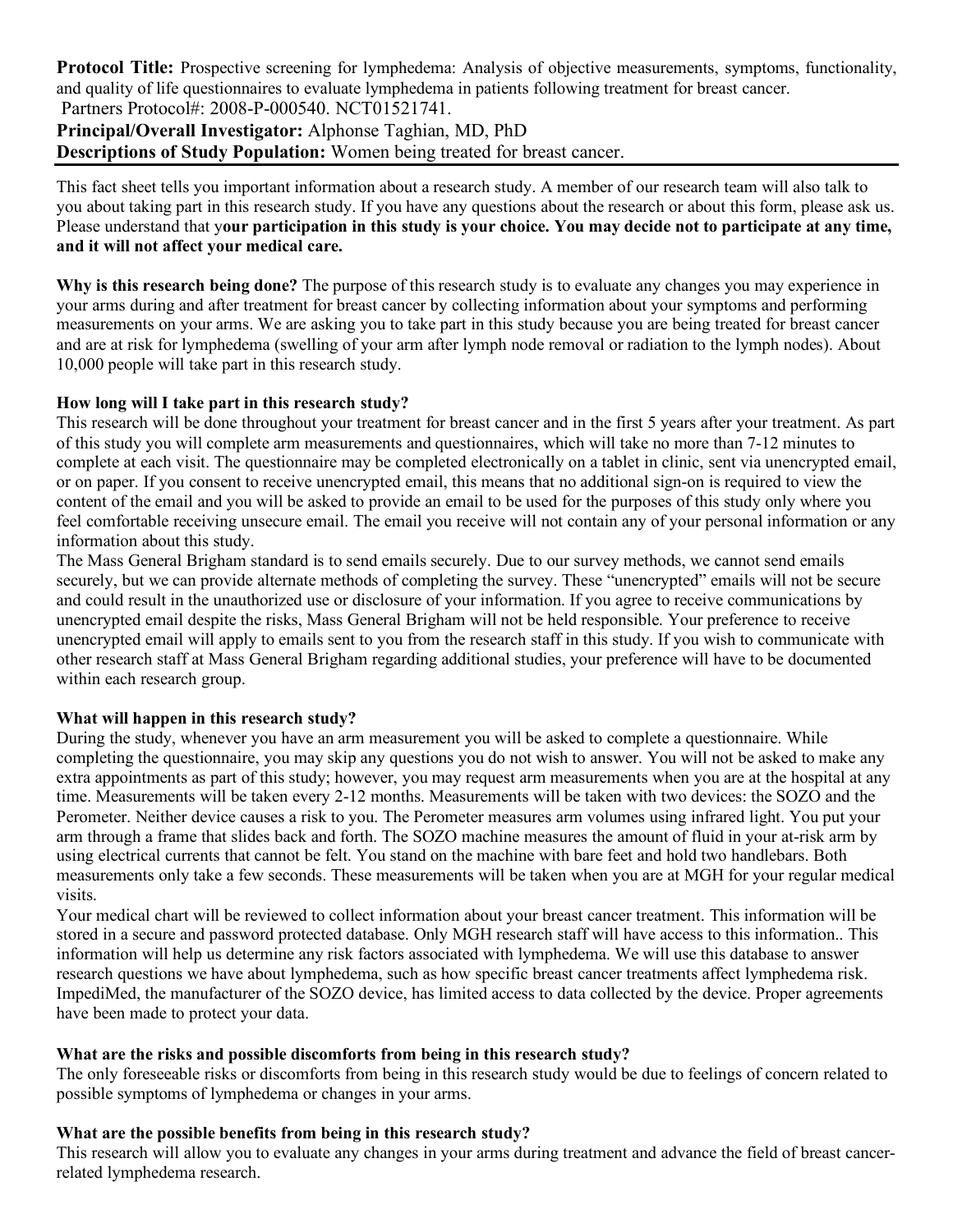**Protocol Title:** Prospective screening for lymphedema: Analysis of objective measurements, symptoms, functionality, and quality of life questionnaires to evaluate lymphedema in patients following treatment for breast cancer.
Partners Protocol#: 2008-P-000540. NCT01521741.

**Principal/Overall Investigator:** Alphonse Taghian, MD, PhD

**Descriptions of Study Population:** Women being treated for breast cancer.

---

This fact sheet tells you important information about a research study. A member of our research team will also talk to you about taking part in this research study. If you have any questions about the research or about this form, please ask us. Please understand that y**our participation in this study is your choice. You may decide not to participate at any time, and it will not affect your medical care.**

**Why is this research being done?** The purpose of this research study is to evaluate any changes you may experience in your arms during and after treatment for breast cancer by collecting information about your symptoms and performing measurements on your arms. We are asking you to take part in this study because you are being treated for breast cancer and are at risk for lymphedema (swelling of your arm after lymph node removal or radiation to the lymph nodes). About 10,000 people will take part in this research study.

**How long will I take part in this research study?**
This research will be done throughout your treatment for breast cancer and in the first 5 years after your treatment. As part of this study you will complete arm measurements and questionnaires, which will take no more than 7-12 minutes to complete at each visit. The questionnaire may be completed electronically on a tablet in clinic, sent via unencrypted email, or on paper. If you consent to receive unencrypted email, this means that no additional sign-on is required to view the content of the email and you will be asked to provide an email to be used for the purposes of this study only where you feel comfortable receiving unsecure email. The email you receive will not contain any of your personal information or any information about this study.
The Mass General Brigham standard is to send emails securely. Due to our survey methods, we cannot send emails securely, but we can provide alternate methods of completing the survey. These "unencrypted" emails will not be secure and could result in the unauthorized use or disclosure of your information. If you agree to receive communications by unencrypted email despite the risks, Mass General Brigham will not be held responsible. Your preference to receive unencrypted email will apply to emails sent to you from the research staff in this study. If you wish to communicate with other research staff at Mass General Brigham regarding additional studies, your preference will have to be documented within each research group.

**What will happen in this research study?**
During the study, whenever you have an arm measurement you will be asked to complete a questionnaire. While completing the questionnaire, you may skip any questions you do not wish to answer. You will not be asked to make any extra appointments as part of this study; however, you may request arm measurements when you are at the hospital at any time. Measurements will be taken every 2-12 months. Measurements will be taken with two devices: the SOZO and the Perometer. Neither device causes a risk to you. The Perometer measures arm volumes using infrared light. You put your arm through a frame that slides back and forth. The SOZO machine measures the amount of fluid in your at-risk arm by using electrical currents that cannot be felt. You stand on the machine with bare feet and hold two handlebars. Both measurements only take a few seconds. These measurements will be taken when you are at MGH for your regular medical visits.
Your medical chart will be reviewed to collect information about your breast cancer treatment. This information will be stored in a secure and password protected database. Only MGH research staff will have access to this information.. This information will help us determine any risk factors associated with lymphedema. We will use this database to answer research questions we have about lymphedema, such as how specific breast cancer treatments affect lymphedema risk. ImpediMed, the manufacturer of the SOZO device, has limited access to data collected by the device. Proper agreements have been made to protect your data.

**What are the risks and possible discomforts from being in this research study?**
The only foreseeable risks or discomforts from being in this research study would be due to feelings of concern related to possible symptoms of lymphedema or changes in your arms.

**What are the possible benefits from being in this research study?**
This research will allow you to evaluate any changes in your arms during treatment and advance the field of breast cancer-related lymphedema research.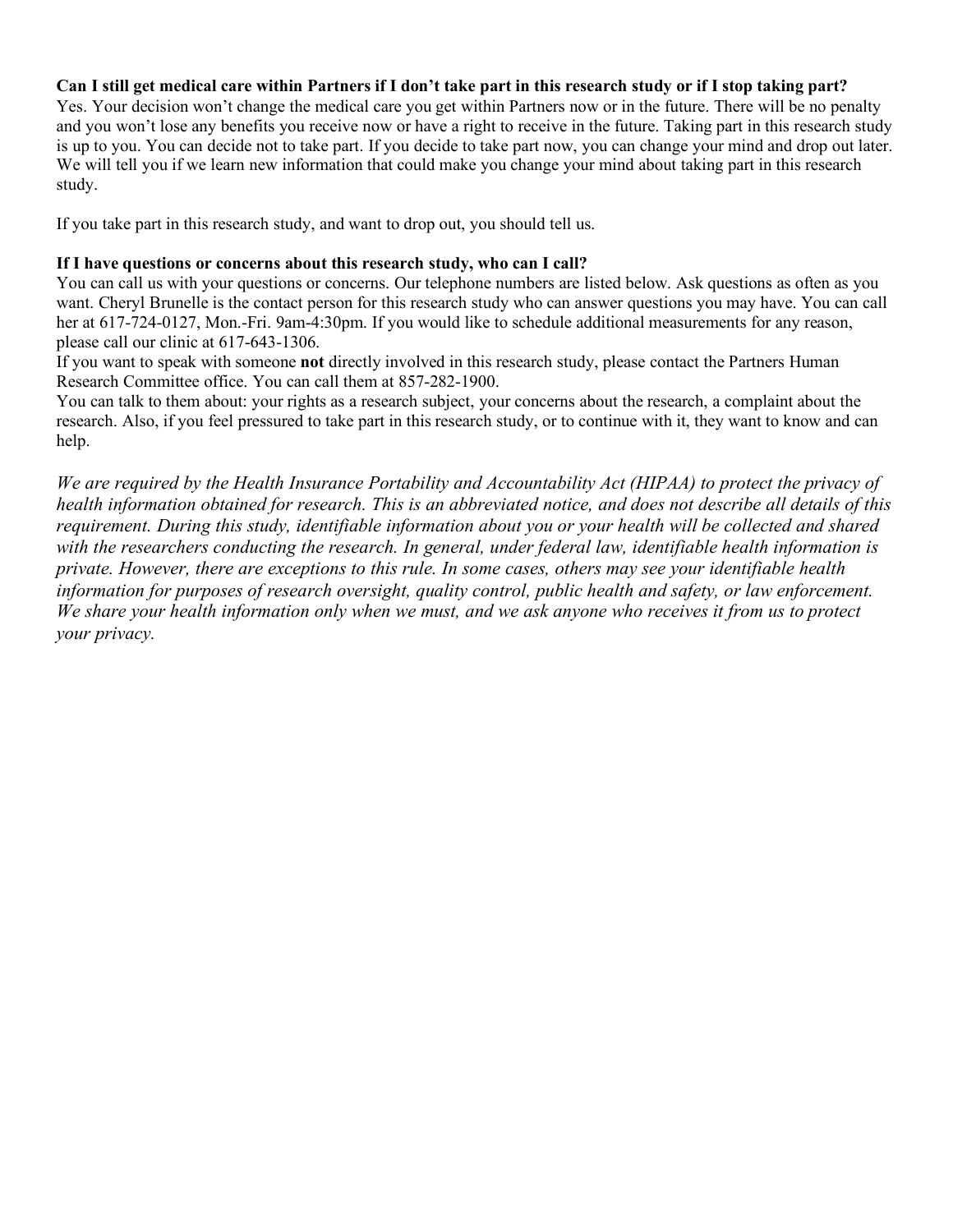**Can I still get medical care within Partners if I don't take part in this research study or if I stop taking part?**

Yes. Your decision won't change the medical care you get within Partners now or in the future. There will be no penalty and you won't lose any benefits you receive now or have a right to receive in the future. Taking part in this research study is up to you. You can decide not to take part. If you decide to take part now, you can change your mind and drop out later. We will tell you if we learn new information that could make you change your mind about taking part in this research study.

If you take part in this research study, and want to drop out, you should tell us.

**If I have questions or concerns about this research study, who can I call?**

You can call us with your questions or concerns. Our telephone numbers are listed below. Ask questions as often as you want. Cheryl Brunelle is the contact person for this research study who can answer questions you may have. You can call her at 617-724-0127, Mon.-Fri. 9am-4:30pm. If you would like to schedule additional measurements for any reason, please call our clinic at 617-643-1306.

If you want to speak with someone **not** directly involved in this research study, please contact the Partners Human Research Committee office. You can call them at 857-282-1900.

You can talk to them about: your rights as a research subject, your concerns about the research, a complaint about the research. Also, if you feel pressured to take part in this research study, or to continue with it, they want to know and can help.

*We are required by the Health Insurance Portability and Accountability Act (HIPAA) to protect the privacy of health information obtained for research. This is an abbreviated notice, and does not describe all details of this requirement. During this study, identifiable information about you or your health will be collected and shared with the researchers conducting the research. In general, under federal law, identifiable health information is private. However, there are exceptions to this rule. In some cases, others may see your identifiable health information for purposes of research oversight, quality control, public health and safety, or law enforcement. We share your health information only when we must, and we ask anyone who receives it from us to protect your privacy.*